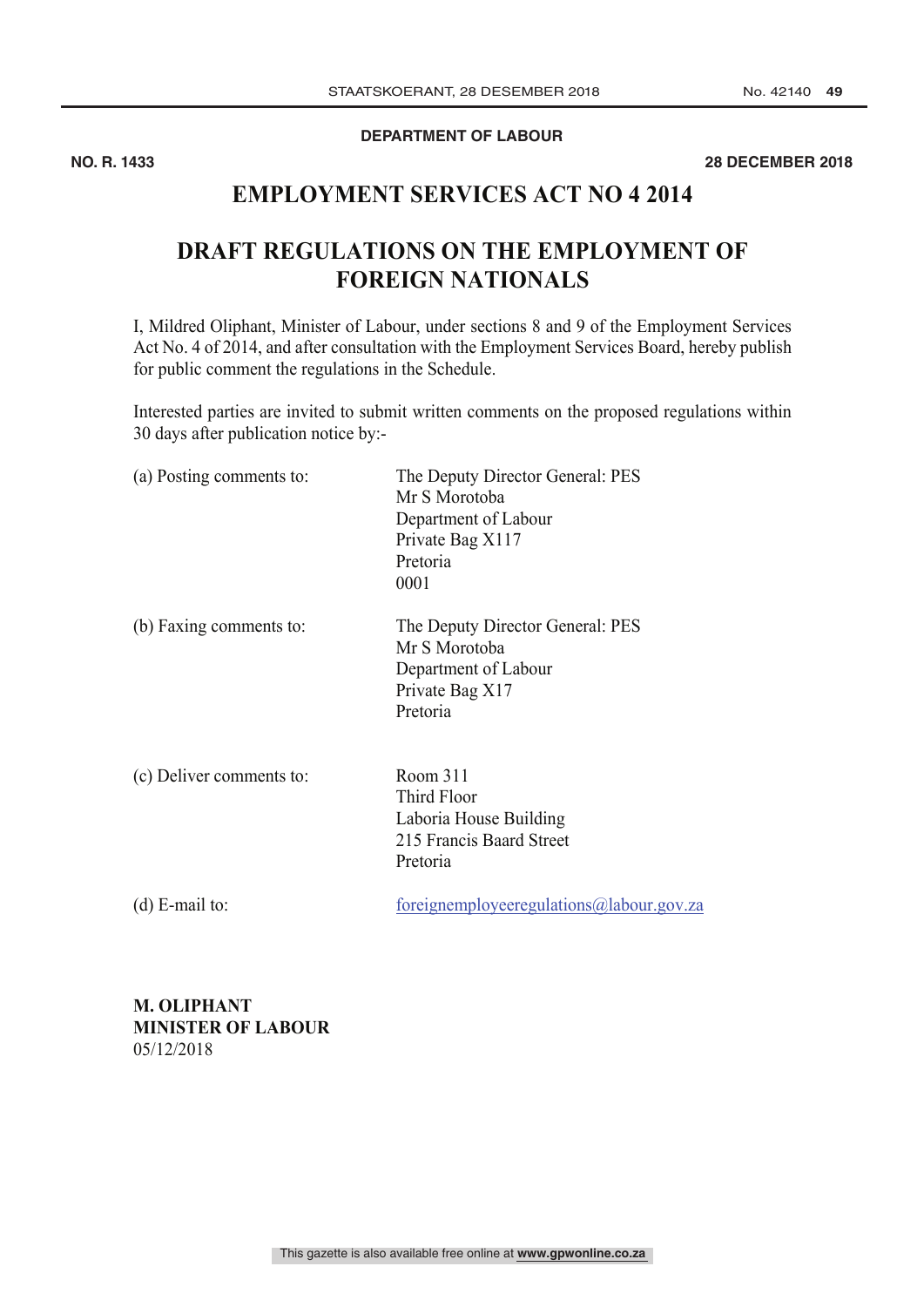**DEPARTMENT OF LABOUR**

**NO. R. 1433** **28 DECEMBER 2018**

# EMPLOYMENT SERVICES ACT NO 4 2014

# DRAFT REGULATIONS ON THE EMPLOYMENT OF FOREIGN NATIONALS

I, Mildred Oliphant, Minister of Labour, under sections 8 and 9 of the Employment Services Act No. 4 of 2014, and after consultation with the Employment Services Board, hereby publish for public comment the regulations in the Schedule.

Interested parties are invited to submit written comments on the proposed regulations within 30 days after publication notice by:-

(a) Posting comments to:
The Deputy Director General: PES
Mr S Morotoba
Department of Labour
Private Bag X117
Pretoria
0001

(b) Faxing comments to:
The Deputy Director General: PES
Mr S Morotoba
Department of Labour
Private Bag X17
Pretoria

(c) Deliver comments to:
Room 311
Third Floor
Laboria House Building
215 Francis Baard Street
Pretoria

(d) E-mail to:
foreignemployeeregulations@labour.gov.za

**M. OLIPHANT**
**MINISTER OF LABOUR**
05/12/2018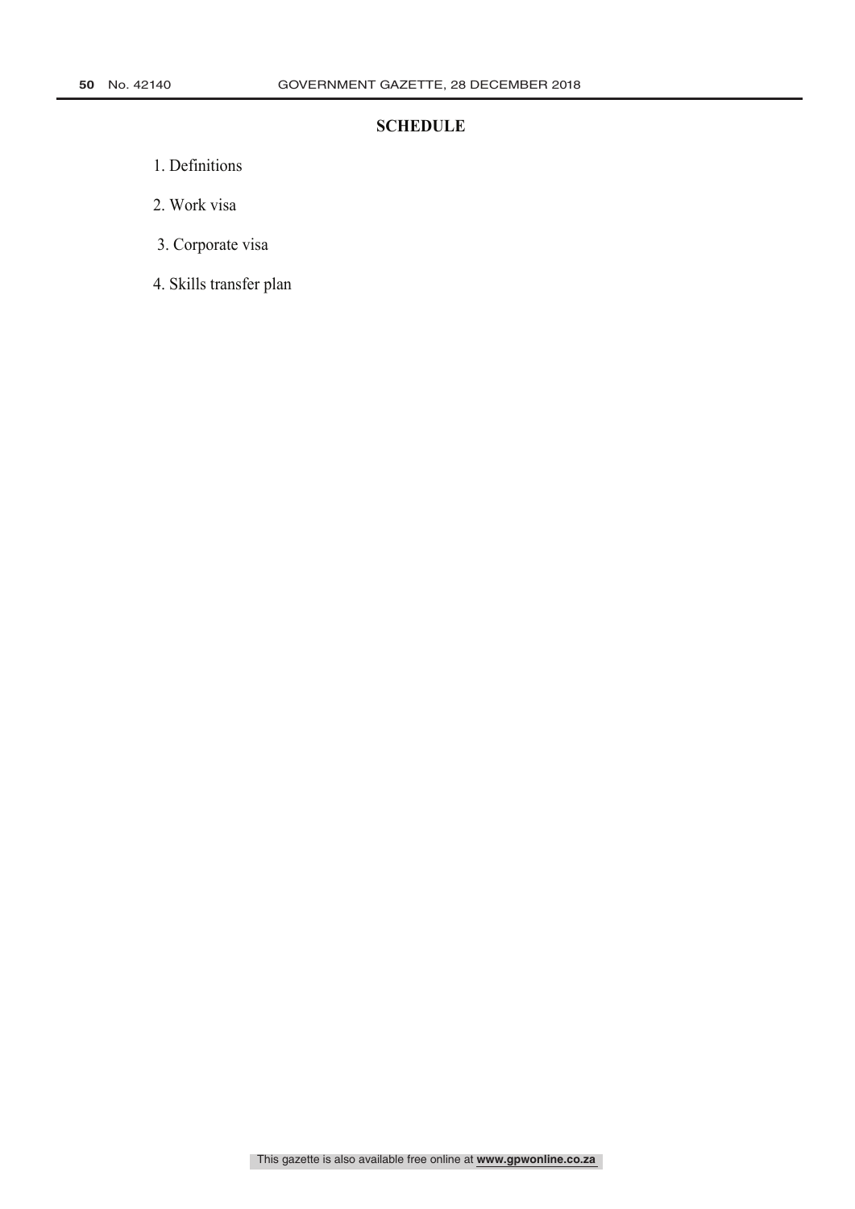## SCHEDULE

1. Definitions
2. Work visa
3. Corporate visa
4. Skills transfer plan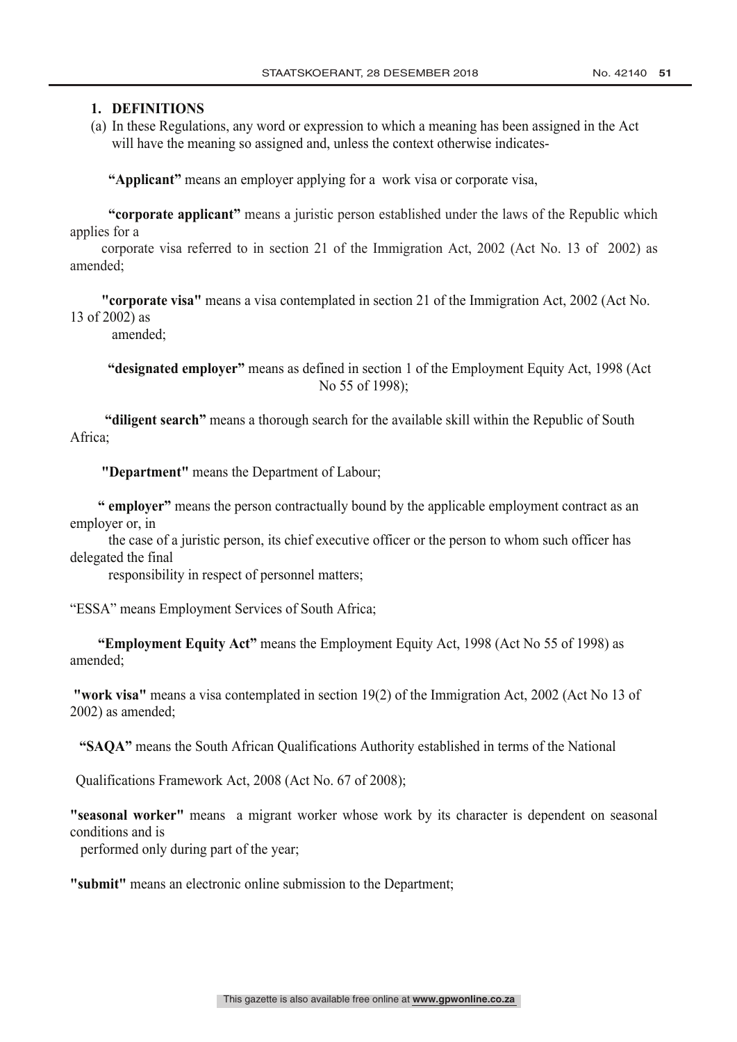## 1. DEFINITIONS

(a) In these Regulations, any word or expression to which a meaning has been assigned in the Act will have the meaning so assigned and, unless the context otherwise indicates-

**"Applicant"** means an employer applying for a work visa or corporate visa,

**"corporate applicant"** means a juristic person established under the laws of the Republic which applies for a corporate visa referred to in section 21 of the Immigration Act, 2002 (Act No. 13 of 2002) as amended;

**"corporate visa"** means a visa contemplated in section 21 of the Immigration Act, 2002 (Act No. 13 of 2002) as amended;

**"designated employer"** means as defined in section 1 of the Employment Equity Act, 1998 (Act No 55 of 1998);

**"diligent search"** means a thorough search for the available skill within the Republic of South Africa;

**"Department"** means the Department of Labour;

**" employer"** means the person contractually bound by the applicable employment contract as an employer or, in the case of a juristic person, its chief executive officer or the person to whom such officer has delegated the final responsibility in respect of personnel matters;

"ESSA" means Employment Services of South Africa;

**"Employment Equity Act"** means the Employment Equity Act, 1998 (Act No 55 of 1998) as amended;

**"work visa"** means a visa contemplated in section 19(2) of the Immigration Act, 2002 (Act No 13 of 2002) as amended;

**"SAQA"** means the South African Qualifications Authority established in terms of the National Qualifications Framework Act, 2008 (Act No. 67 of 2008);

**"seasonal worker"** means a migrant worker whose work by its character is dependent on seasonal conditions and is performed only during part of the year;

**"submit"** means an electronic online submission to the Department;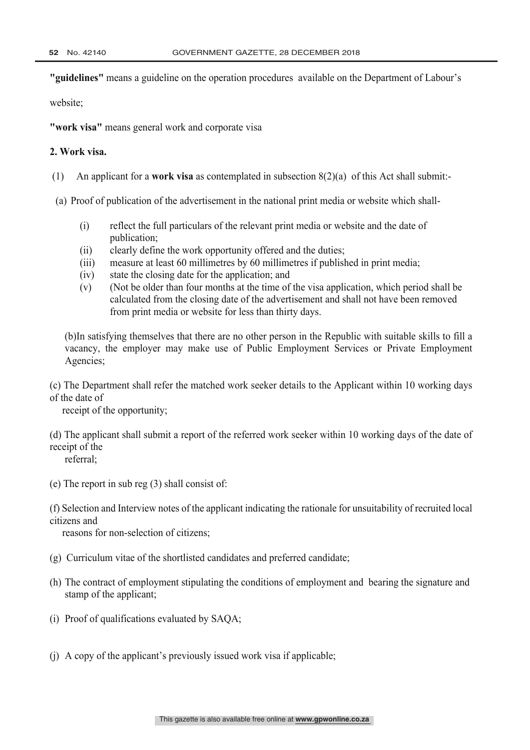**"guidelines"** means a guideline on the operation procedures available on the Department of Labour's website;

**"work visa"** means general work and corporate visa

**2. Work visa.**

(1) An applicant for a **work visa** as contemplated in subsection 8(2)(a) of this Act shall submit:-

(a) Proof of publication of the advertisement in the national print media or website which shall-

(i) reflect the full particulars of the relevant print media or website and the date of publication;
(ii) clearly define the work opportunity offered and the duties;
(iii) measure at least 60 millimetres by 60 millimetres if published in print media;
(iv) state the closing date for the application; and
(v) (Not be older than four months at the time of the visa application, which period shall be calculated from the closing date of the advertisement and shall not have been removed from print media or website for less than thirty days.

(b)In satisfying themselves that there are no other person in the Republic with suitable skills to fill a vacancy, the employer may make use of Public Employment Services or Private Employment Agencies;

(c) The Department shall refer the matched work seeker details to the Applicant within 10 working days of the date of receipt of the opportunity;

(d) The applicant shall submit a report of the referred work seeker within 10 working days of the date of receipt of the referral;

(e) The report in sub reg (3) shall consist of:

(f) Selection and Interview notes of the applicant indicating the rationale for unsuitability of recruited local citizens and reasons for non-selection of citizens;

(g) Curriculum vitae of the shortlisted candidates and preferred candidate;

(h) The contract of employment stipulating the conditions of employment and bearing the signature and stamp of the applicant;

(i) Proof of qualifications evaluated by SAQA;

(j) A copy of the applicant's previously issued work visa if applicable;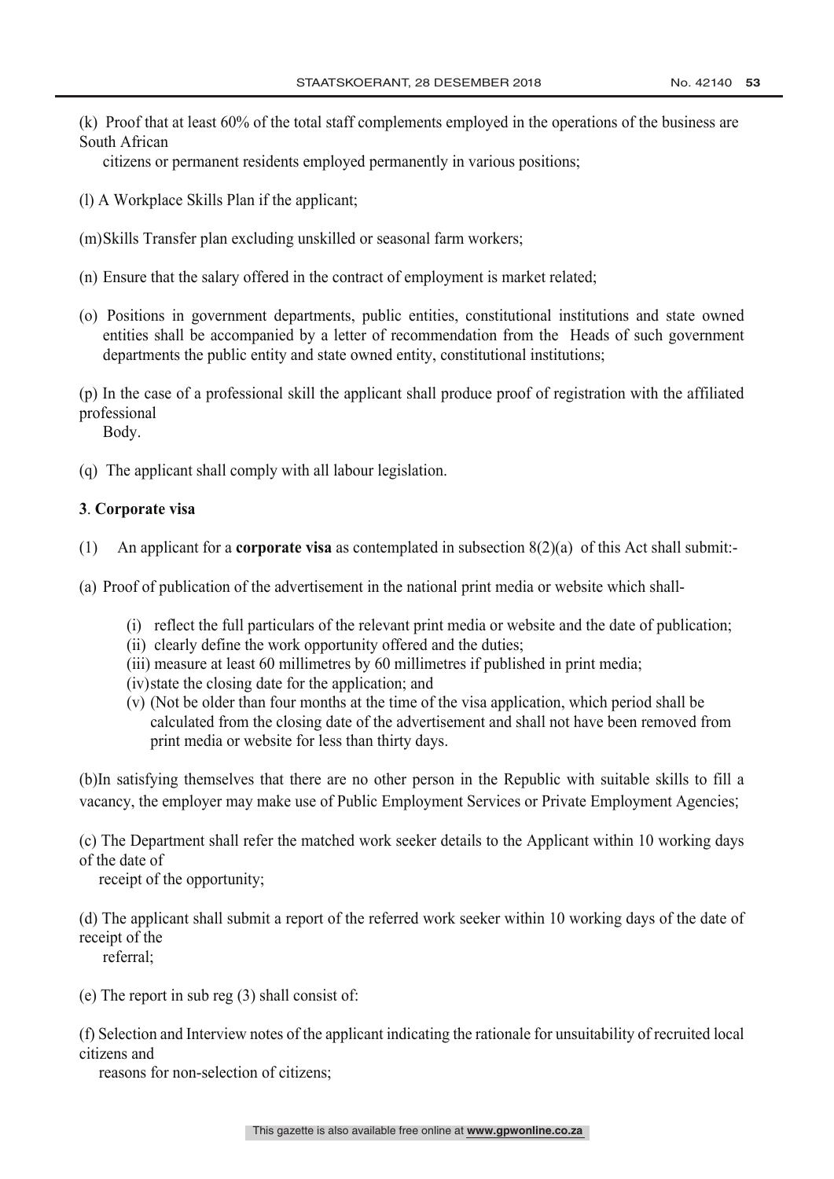(k) Proof that at least 60% of the total staff complements employed in the operations of the business are South African citizens or permanent residents employed permanently in various positions;

(l) A Workplace Skills Plan if the applicant;

(m) Skills Transfer plan excluding unskilled or seasonal farm workers;

(n) Ensure that the salary offered in the contract of employment is market related;

(o) Positions in government departments, public entities, constitutional institutions and state owned entities shall be accompanied by a letter of recommendation from the Heads of such government departments the public entity and state owned entity, constitutional institutions;

(p) In the case of a professional skill the applicant shall produce proof of registration with the affiliated professional Body.

(q) The applicant shall comply with all labour legislation.

**3**. **Corporate visa**

(1) An applicant for a **corporate visa** as contemplated in subsection 8(2)(a) of this Act shall submit:-

(a) Proof of publication of the advertisement in the national print media or website which shall-

(i) reflect the full particulars of the relevant print media or website and the date of publication;
(ii) clearly define the work opportunity offered and the duties;
(iii) measure at least 60 millimetres by 60 millimetres if published in print media;
(iv) state the closing date for the application; and
(v) (Not be older than four months at the time of the visa application, which period shall be calculated from the closing date of the advertisement and shall not have been removed from print media or website for less than thirty days.

(b) In satisfying themselves that there are no other person in the Republic with suitable skills to fill a vacancy, the employer may make use of Public Employment Services or Private Employment Agencies;

(c) The Department shall refer the matched work seeker details to the Applicant within 10 working days of the date of receipt of the opportunity;

(d) The applicant shall submit a report of the referred work seeker within 10 working days of the date of receipt of the referral;

(e) The report in sub reg (3) shall consist of:

(f) Selection and Interview notes of the applicant indicating the rationale for unsuitability of recruited local citizens and reasons for non-selection of citizens;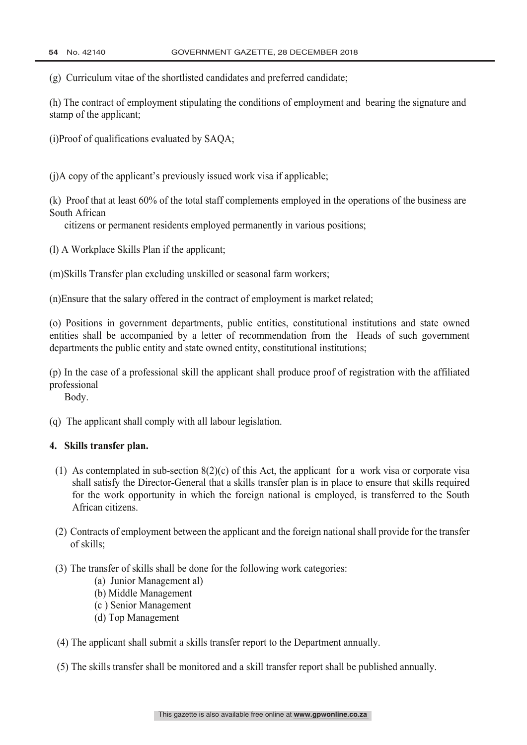(g) Curriculum vitae of the shortlisted candidates and preferred candidate;

(h) The contract of employment stipulating the conditions of employment and bearing the signature and stamp of the applicant;

(i)Proof of qualifications evaluated by SAQA;

(j)A copy of the applicant's previously issued work visa if applicable;

(k) Proof that at least 60% of the total staff complements employed in the operations of the business are South African citizens or permanent residents employed permanently in various positions;

(l) A Workplace Skills Plan if the applicant;

(m)Skills Transfer plan excluding unskilled or seasonal farm workers;

(n)Ensure that the salary offered in the contract of employment is market related;

(o) Positions in government departments, public entities, constitutional institutions and state owned entities shall be accompanied by a letter of recommendation from the Heads of such government departments the public entity and state owned entity, constitutional institutions;

(p) In the case of a professional skill the applicant shall produce proof of registration with the affiliated professional Body.

(q) The applicant shall comply with all labour legislation.

**4. Skills transfer plan.**

(1) As contemplated in sub-section 8(2)(c) of this Act, the applicant for a work visa or corporate visa shall satisfy the Director-General that a skills transfer plan is in place to ensure that skills required for the work opportunity in which the foreign national is employed, is transferred to the South African citizens.

(2) Contracts of employment between the applicant and the foreign national shall provide for the transfer of skills;

(3) The transfer of skills shall be done for the following work categories:

(a) Junior Management al)
(b) Middle Management
(c ) Senior Management
(d) Top Management

(4) The applicant shall submit a skills transfer report to the Department annually.

(5) The skills transfer shall be monitored and a skill transfer report shall be published annually.